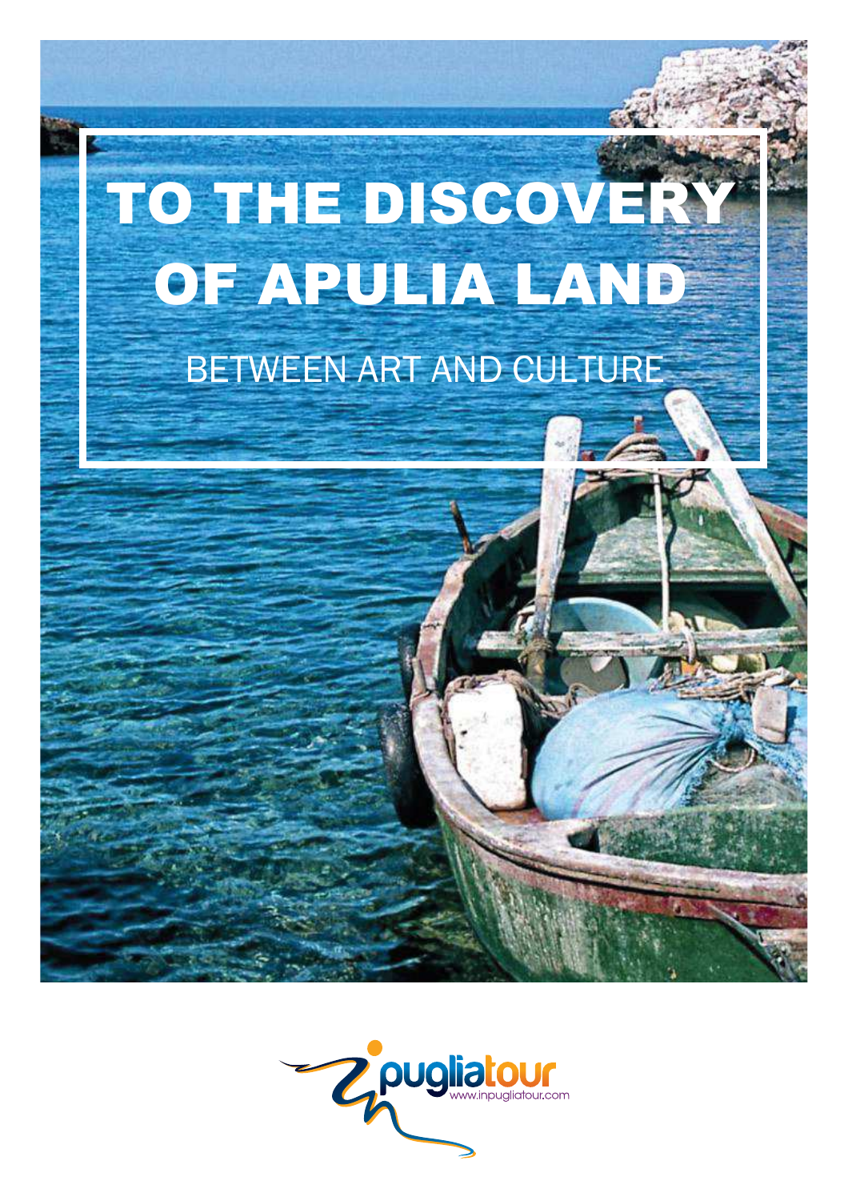# TO THE DISCOVERY OF APULIA LAND

## BETWEEN ART AND CULTURE

puglia tour
www.inpugliatour.com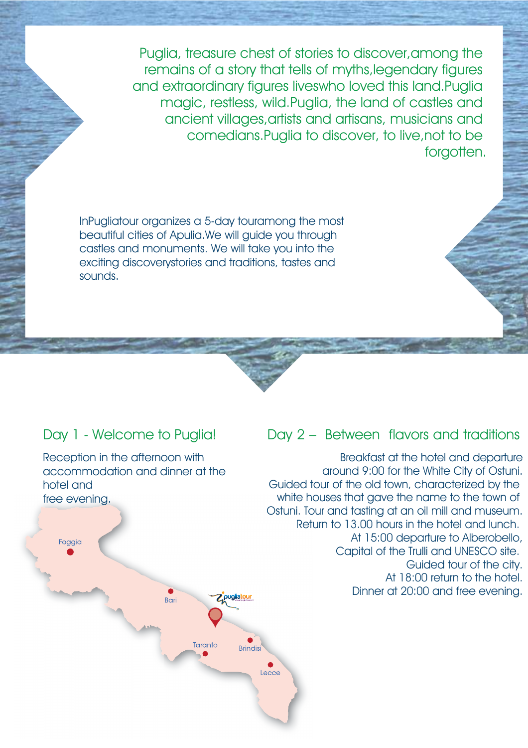Puglia, treasure chest of stories to discover,among the remains of a story that tells of myths,legendary figures and extraordinary figures liveswho loved this land.Puglia magic, restless, wild.Puglia, the land of castles and ancient villages,artists and artisans, musicians and comedians.Puglia to discover, to live,not to be forgotten.

InPugliatour organizes a 5-day touramong the most beautiful cities of Apulia.We will guide you through castles and monuments. We will take you into the exciting discoverystories and traditions, tastes and sounds.

## Day 1 - Welcome to Puglia!

Reception in the afternoon with accommodation and dinner at the hotel and
free evening.

## Day 2 – Between flavors and traditions

Breakfast at the hotel and departure around 9:00 for the White City of Ostuni. Guided tour of the old town, characterized by the white houses that gave the name to the town of Ostuni. Tour and tasting at an oil mill and museum. Return to 13.00 hours in the hotel and lunch. At 15:00 departure to Alberobello, Capital of the Trulli and UNESCO site. Guided tour of the city. At 18:00 return to the hotel. Dinner at 20:00 and free evening.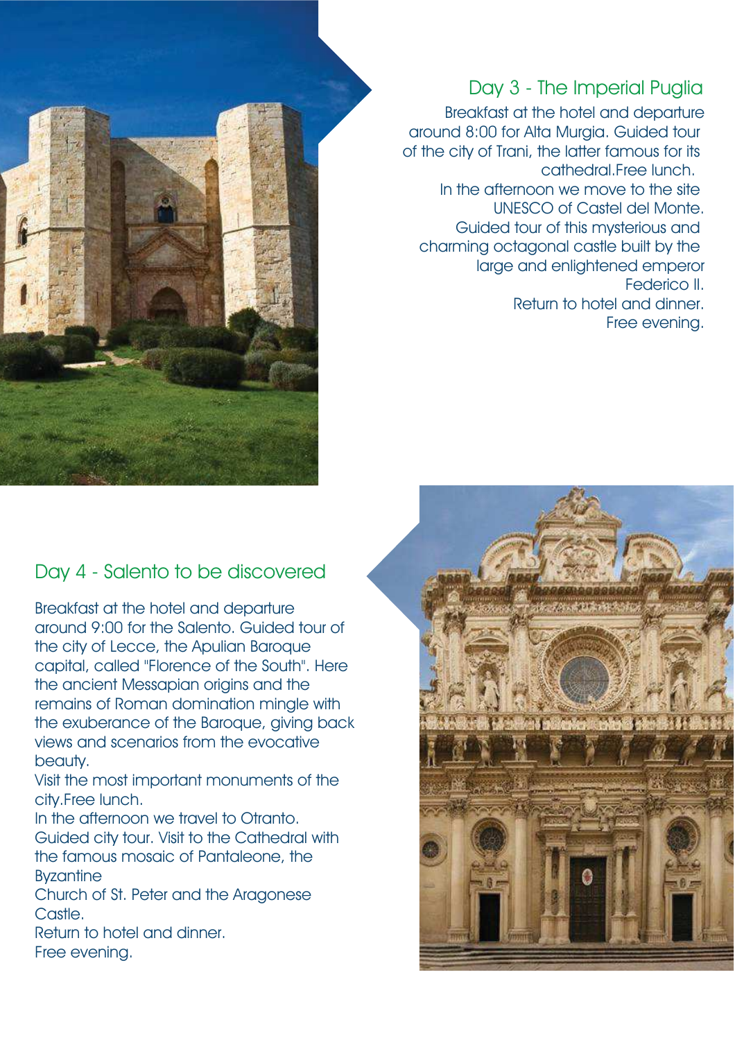## Day 3 - The Imperial Puglia

Breakfast at the hotel and departure around 8:00 for Alta Murgia. Guided tour of the city of Trani, the latter famous for its cathedral.Free lunch.

In the afternoon we move to the site UNESCO of Castel del Monte. Guided tour of this mysterious and charming octagonal castle built by the large and enlightened emperor Federico II.

Return to hotel and dinner.

Free evening.

## Day 4 - Salento to be discovered

Breakfast at the hotel and departure around 9:00 for the Salento. Guided tour of the city of Lecce, the Apulian Baroque capital, called "Florence of the South". Here the ancient Messapian origins and the remains of Roman domination mingle with the exuberance of the Baroque, giving back views and scenarios from the evocative beauty.

Visit the most important monuments of the city.Free lunch.

In the afternoon we travel to Otranto. Guided city tour. Visit to the Cathedral with the famous mosaic of Pantaleone, the Byzantine Church of St. Peter and the Aragonese Castle.

Return to hotel and dinner.

Free evening.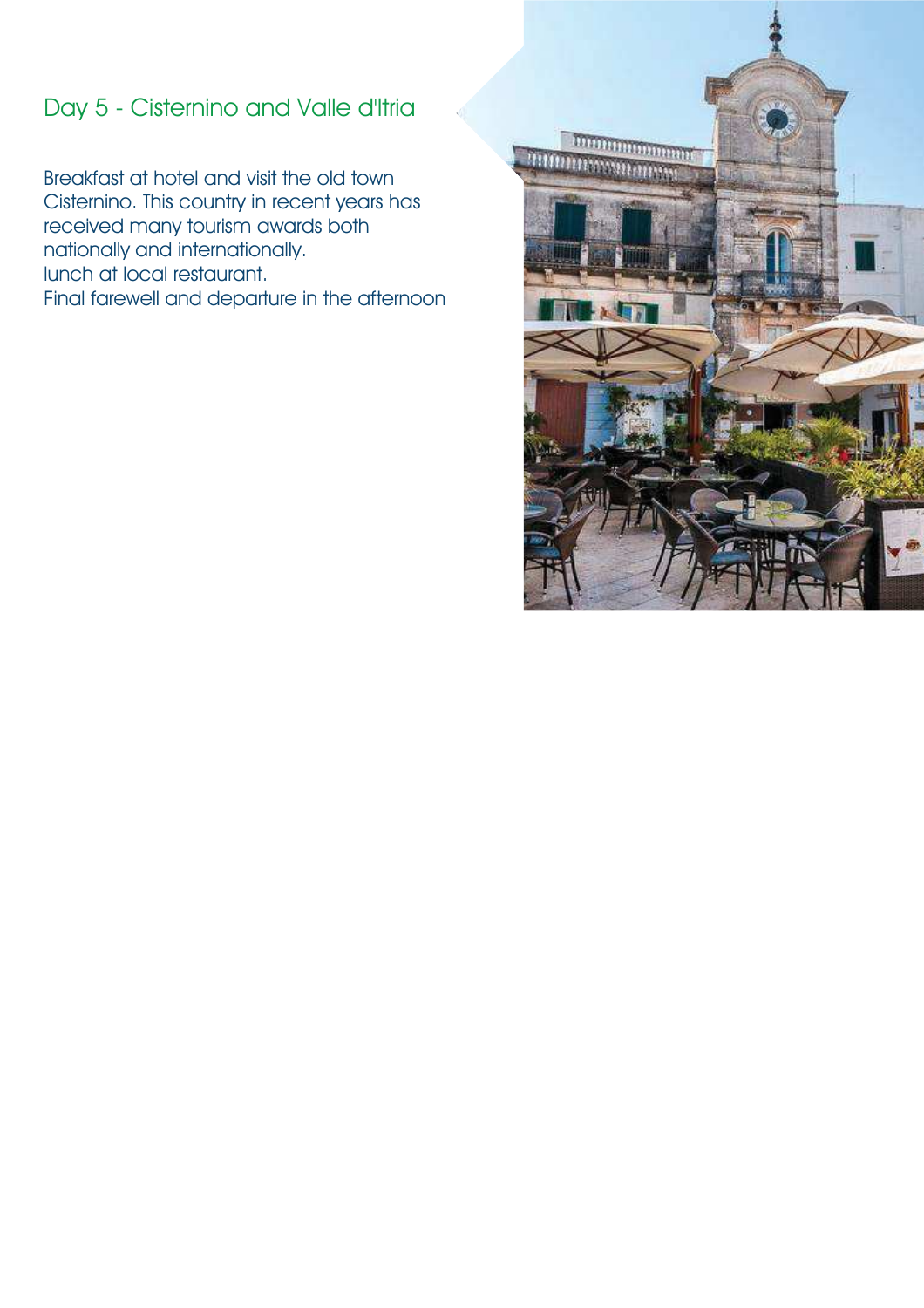## Day 5 - Cisternino and Valle d'Itria

Breakfast at hotel and visit the old town Cisternino. This country in recent years has received many tourism awards both nationally and internationally.
lunch at local restaurant.
Final farewell and departure in the afternoon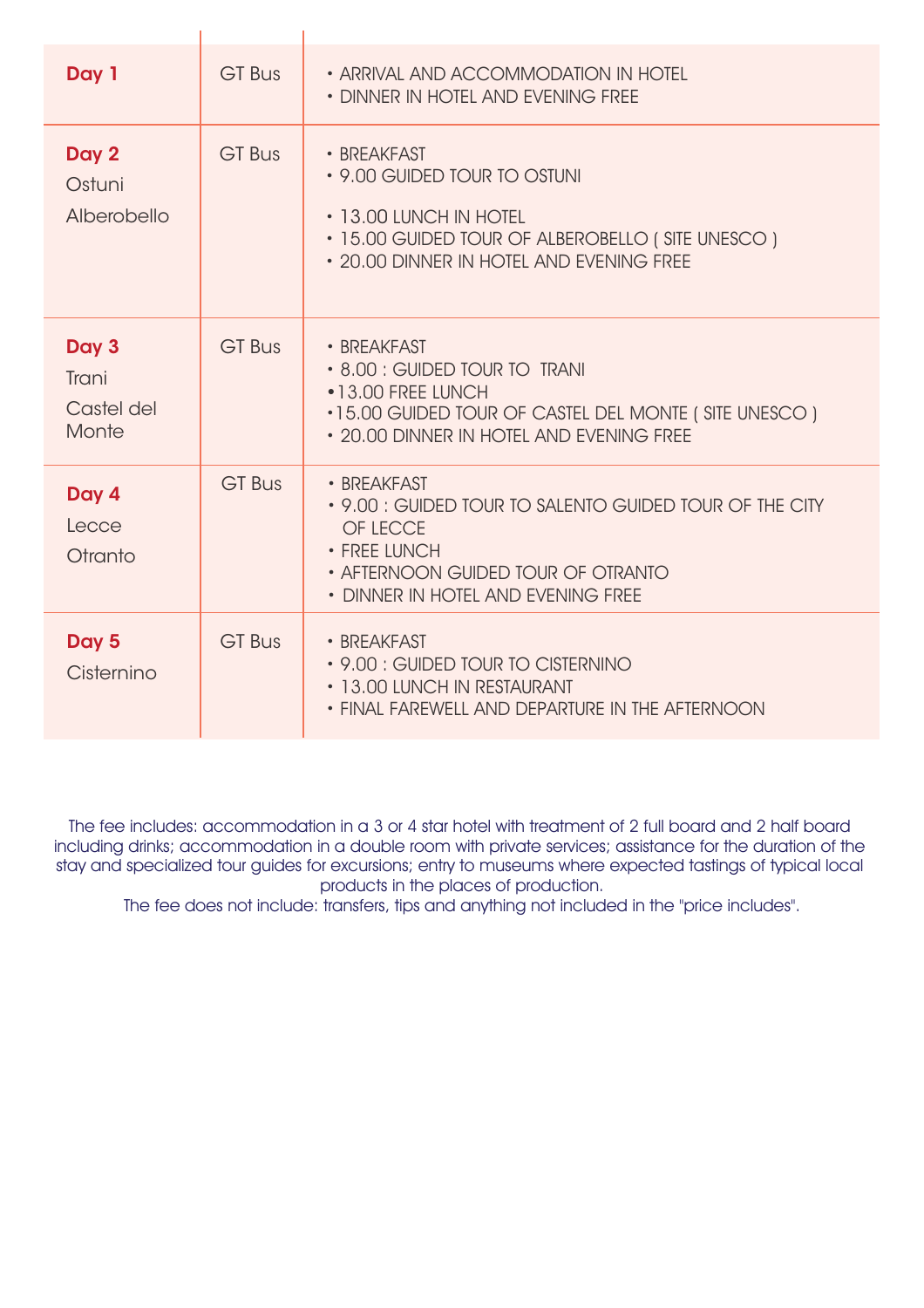| | | |
|---|---|---|
| **Day 1** | GT Bus | • ARRIVAL AND ACCOMMODATION IN HOTEL<br>• DINNER IN HOTEL AND EVENING FREE |
| **Day 2**<br>Ostuni<br>Alberobello | GT Bus | • BREAKFAST<br>• 9.00 GUIDED TOUR TO OSTUNI<br>• 13.00 LUNCH IN HOTEL<br>• 15.00 GUIDED TOUR OF ALBEROBELLO ( SITE UNESCO )<br>• 20.00 DINNER IN HOTEL AND EVENING FREE |
| **Day 3**<br>Trani<br>Castel del Monte | GT Bus | • BREAKFAST<br>• 8.00 : GUIDED TOUR TO TRANI<br>•13.00 FREE LUNCH<br>•15.00 GUIDED TOUR OF CASTEL DEL MONTE ( SITE UNESCO )<br>• 20.00 DINNER IN HOTEL AND EVENING FREE |
| **Day 4**<br>Lecce<br>Otranto | GT Bus | • BREAKFAST<br>• 9.00 : GUIDED TOUR TO SALENTO GUIDED TOUR OF THE CITY OF LECCE<br>• FREE LUNCH<br>• AFTERNOON GUIDED TOUR OF OTRANTO<br>• DINNER IN HOTEL AND EVENING FREE |
| **Day 5**<br>Cisternino | GT Bus | • BREAKFAST<br>• 9.00 : GUIDED TOUR TO CISTERNINO<br>• 13.00 LUNCH IN RESTAURANT<br>• FINAL FAREWELL AND DEPARTURE IN THE AFTERNOON |

The fee includes: accommodation in a 3 or 4 star hotel with treatment of 2 full board and 2 half board including drinks; accommodation in a double room with private services; assistance for the duration of the stay and specialized tour guides for excursions; entry to museums where expected tastings of typical local products in the places of production.

The fee does not include: transfers, tips and anything not included in the "price includes".